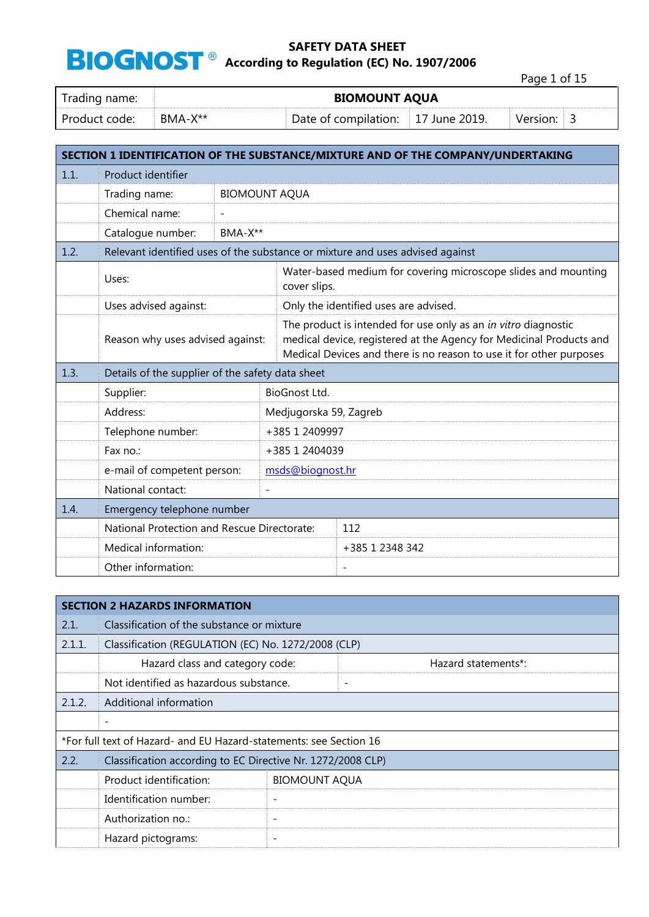# SAFETY DATA SHEET
## According to Regulation (EC) No. 1907/2006

| Trading name: | BIOMOUNT AQUA | | | | |
|---|---|---|---|---|---|
| Product code: | BMA-X** | Date of compilation: | 17 June 2019. | Version: | 3 |

| SECTION 1 IDENTIFICATION OF THE SUBSTANCE/MIXTURE AND OF THE COMPANY/UNDERTAKING | | |
|---|---|---|
| 1.1. | Product identifier | |
| | Trading name: | BIOMOUNT AQUA |
| | Chemical name: | - |
| | Catalogue number: | BMA-X** |
| 1.2. | Relevant identified uses of the substance or mixture and uses advised against | |
| | Uses: | Water-based medium for covering microscope slides and mounting cover slips. |
| | Uses advised against: | Only the identified uses are advised. |
| | Reason why uses advised against: | The product is intended for use only as an *in vitro* diagnostic medical device, registered at the Agency for Medicinal Products and Medical Devices and there is no reason to use it for other purposes |
| 1.3. | Details of the supplier of the safety data sheet | |
| | Supplier: | BioGnost Ltd. |
| | Address: | Medjugorska 59, Zagreb |
| | Telephone number: | +385 1 2409997 |
| | Fax no.: | +385 1 2404039 |
| | e-mail of competent person: | msds@biognost.hr |
| | National contact: | - |
| 1.4. | Emergency telephone number | |
| | National Protection and Rescue Directorate: | 112 |
| | Medical information: | +385 1 2348 342 |
| | Other information: | - |

| SECTION 2 HAZARDS INFORMATION | | |
|---|---|---|
| 2.1. | Classification of the substance or mixture | |
| 2.1.1. | Classification (REGULATION (EC) No. 1272/2008 (CLP) | |
| | Hazard class and category code: | Hazard statements*: |
| | Not identified as hazardous substance. | - |
| 2.1.2. | Additional information | |
| | - | |
| *For full text of Hazard- and EU Hazard-statements: see Section 16 | | |
| 2.2. | Classification according to EC Directive Nr. 1272/2008 CLP) | |
| | Product identification: | BIOMOUNT AQUA |
| | Identification number: | - |
| | Authorization no.: | - |
| | Hazard pictograms: | - |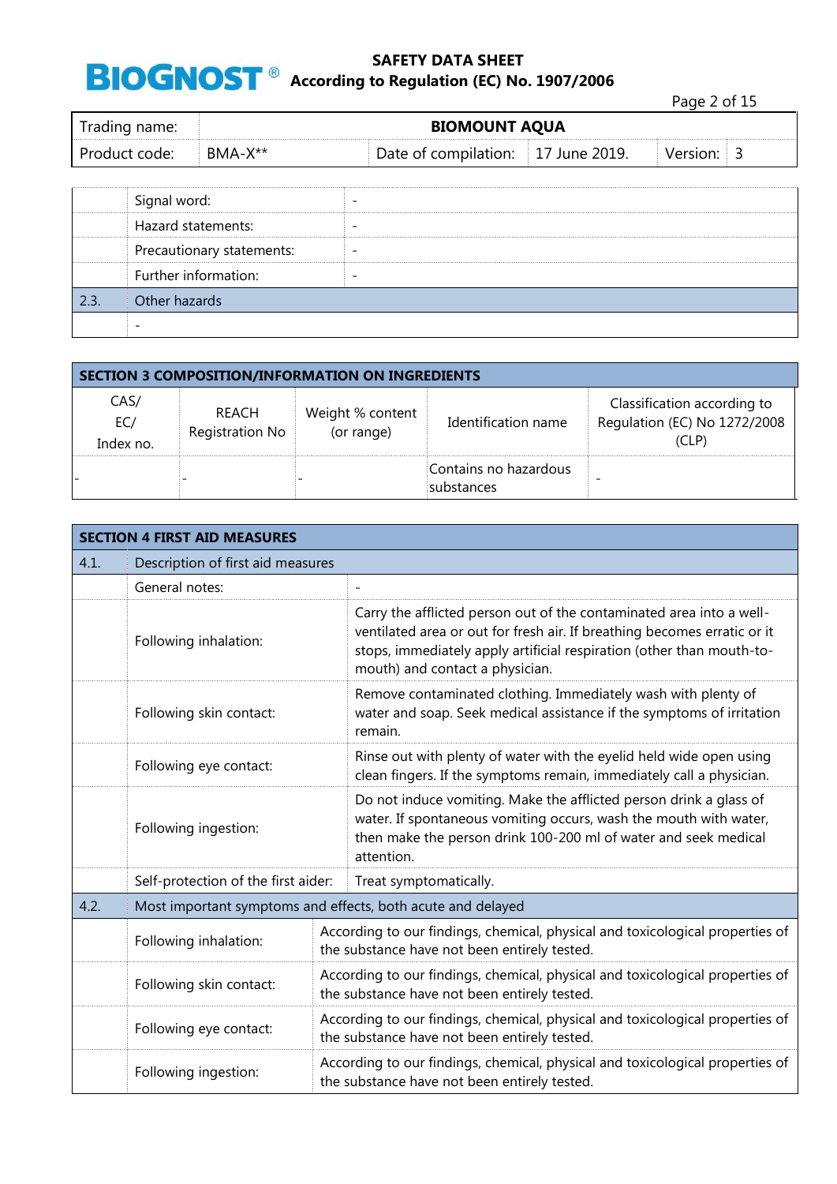| | | |
|---|---|---|
| | Signal word: | - |
| | Hazard statements: | - |
| | Precautionary statements: | - |
| | Further information: | - |
| 2.3. | Other hazards | |
| | - | |

## SECTION 3 COMPOSITION/INFORMATION ON INGREDIENTS

| CAS/ EC/ Index no. | REACH Registration No | Weight % content (or range) | Identification name | Classification according to Regulation (EC) No 1272/2008 (CLP) |
|---|---|---|---|---|
| - | - | - | Contains no hazardous substances | - |

## SECTION 4 FIRST AID MEASURES

| | | |
|---|---|---|
| 4.1. | Description of first aid measures | |
| | General notes: | - |
| | Following inhalation: | Carry the afflicted person out of the contaminated area into a well-ventilated area or out for fresh air. If breathing becomes erratic or it stops, immediately apply artificial respiration (other than mouth-to-mouth) and contact a physician. |
| | Following skin contact: | Remove contaminated clothing. Immediately wash with plenty of water and soap. Seek medical assistance if the symptoms of irritation remain. |
| | Following eye contact: | Rinse out with plenty of water with the eyelid held wide open using clean fingers. If the symptoms remain, immediately call a physician. |
| | Following ingestion: | Do not induce vomiting. Make the afflicted person drink a glass of water. If spontaneous vomiting occurs, wash the mouth with water, then make the person drink 100-200 ml of water and seek medical attention. |
| | Self-protection of the first aider: | Treat symptomatically. |
| 4.2. | Most important symptoms and effects, both acute and delayed | |
| | Following inhalation: | According to our findings, chemical, physical and toxicological properties of the substance have not been entirely tested. |
| | Following skin contact: | According to our findings, chemical, physical and toxicological properties of the substance have not been entirely tested. |
| | Following eye contact: | According to our findings, chemical, physical and toxicological properties of the substance have not been entirely tested. |
| | Following ingestion: | According to our findings, chemical, physical and toxicological properties of the substance have not been entirely tested. |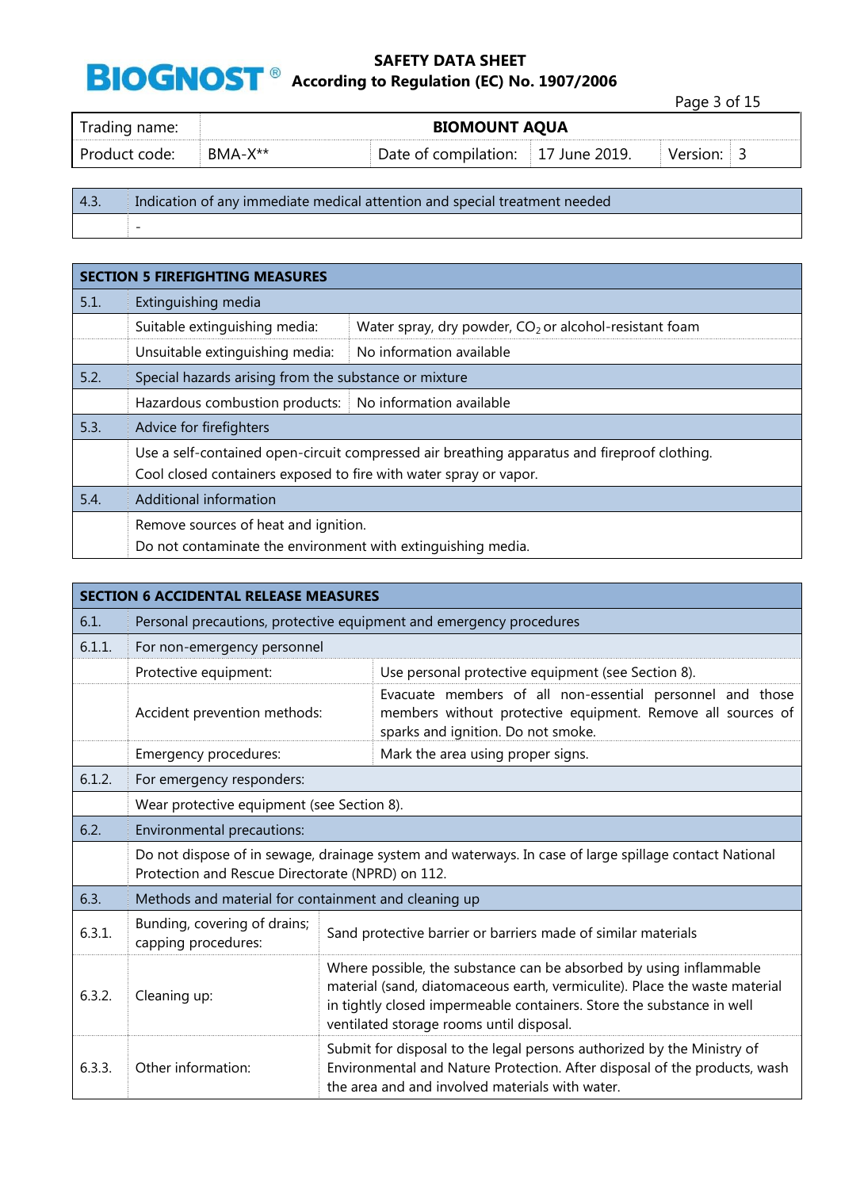| Trading name: | BIOMOUNT AQUA | | | | |
|---|---|---|---|---|---|
| Product code: | BMA-X** | Date of compilation: | 17 June 2019. | Version: | 3 |

| 4.3. | Indication of any immediate medical attention and special treatment needed |
|---|---|
| | - |

| SECTION 5 FIREFIGHTING MEASURES | | |
|---|---|---|
| 5.1. | Extinguishing media | |
| | Suitable extinguishing media: | Water spray, dry powder, $CO_2$ or alcohol-resistant foam |
| | Unsuitable extinguishing media: | No information available |
| 5.2. | Special hazards arising from the substance or mixture | |
| | Hazardous combustion products: | No information available |
| 5.3. | Advice for firefighters | |
| | Use a self-contained open-circuit compressed air breathing apparatus and fireproof clothing. Cool closed containers exposed to fire with water spray or vapor. | |
| 5.4. | Additional information | |
| | Remove sources of heat and ignition. Do not contaminate the environment with extinguishing media. | |

| SECTION 6 ACCIDENTAL RELEASE MEASURES | | |
|---|---|---|
| 6.1. | Personal precautions, protective equipment and emergency procedures | |
| 6.1.1. | For non-emergency personnel | |
| | Protective equipment: | Use personal protective equipment (see Section 8). |
| | Accident prevention methods: | Evacuate members of all non-essential personnel and those members without protective equipment. Remove all sources of sparks and ignition. Do not smoke. |
| | Emergency procedures: | Mark the area using proper signs. |
| 6.1.2. | For emergency responders: | |
| | Wear protective equipment (see Section 8). | |
| 6.2. | Environmental precautions: | |
| | Do not dispose of in sewage, drainage system and waterways. In case of large spillage contact National Protection and Rescue Directorate (NPRD) on 112. | |
| 6.3. | Methods and material for containment and cleaning up | |
| 6.3.1. | Bunding, covering of drains; capping procedures: | Sand protective barrier or barriers made of similar materials |
| 6.3.2. | Cleaning up: | Where possible, the substance can be absorbed by using inflammable material (sand, diatomaceous earth, vermiculite). Place the waste material in tightly closed impermeable containers. Store the substance in well ventilated storage rooms until disposal. |
| 6.3.3. | Other information: | Submit for disposal to the legal persons authorized by the Ministry of Environmental and Nature Protection. After disposal of the products, wash the area and and involved materials with water. |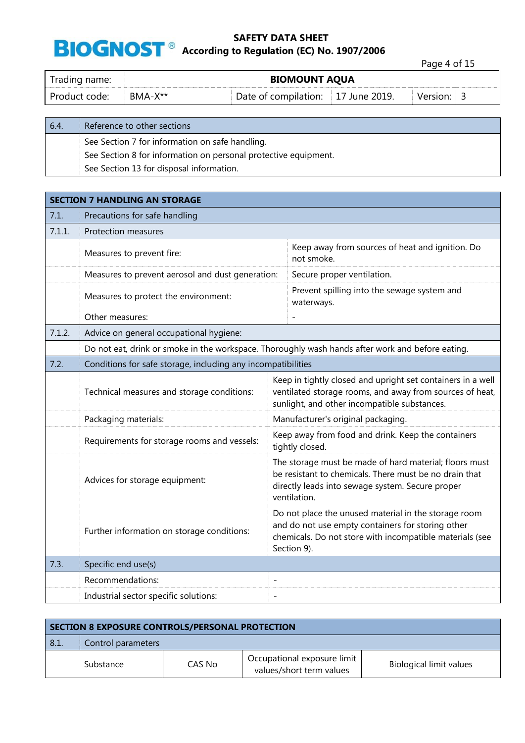| Trading name: | BIOMOUNT AQUA | | | | |
|---|---|---|---|---|---|
| Product code: | BMA-X** | Date of compilation: | 17 June 2019. | Version: | 3 |

| 6.4. | Reference to other sections |
|---|---|
| | See Section 7 for information on safe handling.<br>See Section 8 for information on personal protective equipment.<br>See Section 13 for disposal information. |

## SECTION 7 HANDLING AN STORAGE

| 7.1. | Precautions for safe handling | |
|---|---|---|
| 7.1.1. | Protection measures | |
| | Measures to prevent fire: | Keep away from sources of heat and ignition. Do not smoke. |
| | Measures to prevent aerosol and dust generation: | Secure proper ventilation. |
| | Measures to protect the environment: | Prevent spilling into the sewage system and waterways. |
| | Other measures: | - |
| 7.1.2. | Advice on general occupational hygiene: | |
| | Do not eat, drink or smoke in the workspace. Thoroughly wash hands after work and before eating. | |
| 7.2. | Conditions for safe storage, including any incompatibilities | |
| | Technical measures and storage conditions: | Keep in tightly closed and upright set containers in a well ventilated storage rooms, and away from sources of heat, sunlight, and other incompatible substances. |
| | Packaging materials: | Manufacturer's original packaging. |
| | Requirements for storage rooms and vessels: | Keep away from food and drink. Keep the containers tightly closed. |
| | Advices for storage equipment: | The storage must be made of hard material; floors must be resistant to chemicals. There must be no drain that directly leads into sewage system. Secure proper ventilation. |
| | Further information on storage conditions: | Do not place the unused material in the storage room and do not use empty containers for storing other chemicals. Do not store with incompatible materials (see Section 9). |
| 7.3. | Specific end use(s) | |
| | Recommendations: | - |
| | Industrial sector specific solutions: | - |

## SECTION 8 EXPOSURE CONTROLS/PERSONAL PROTECTION

8.1. Control parameters

| Substance | CAS No | Occupational exposure limit values/short term values | Biological limit values |
|---|---|---|---|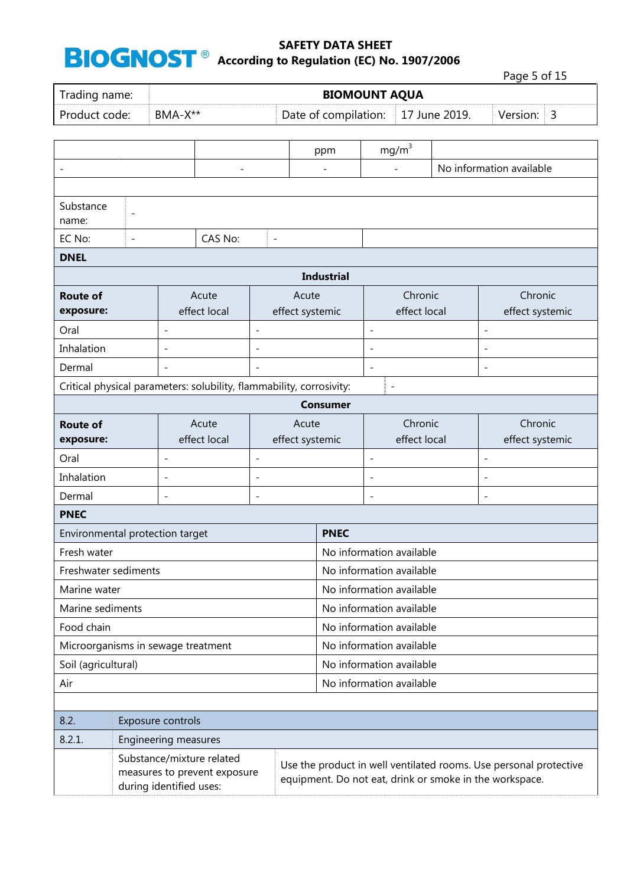| | | ppm | mg/m$^3$ | |
|---|---|---|---|---|
| - | - | - | - | No information available |

| | | | |
|---|---|---|---|
| Substance name: | - | | |
| EC No: | - | CAS No: | - |

**DNEL**

| Industrial | | | | |
|---|---|---|---|---|
| **Route of exposure:** | Acute effect local | Acute effect systemic | Chronic effect local | Chronic effect systemic |
| Oral | - | - | - | - |
| Inhalation | - | - | - | - |
| Dermal | - | - | - | - |
| Critical physical parameters: solubility, flammability, corrosivity: | - | | | |

| Consumer | | | | |
|---|---|---|---|---|
| **Route of exposure:** | Acute effect local | Acute effect systemic | Chronic effect local | Chronic effect systemic |
| Oral | - | - | - | - |
| Inhalation | - | - | - | - |
| Dermal | - | - | - | - |

**PNEC**

| Environmental protection target | **PNEC** |
|---|---|
| Fresh water | No information available |
| Freshwater sediments | No information available |
| Marine water | No information available |
| Marine sediments | No information available |
| Food chain | No information available |
| Microorganisms in sewage treatment | No information available |
| Soil (agricultural) | No information available |
| Air | No information available |

| 8.2. | Exposure controls | |
|---|---|---|
| 8.2.1. | Engineering measures | |
| | Substance/mixture related measures to prevent exposure during identified uses: | Use the product in well ventilated rooms. Use personal protective equipment. Do not eat, drink or smoke in the workspace. |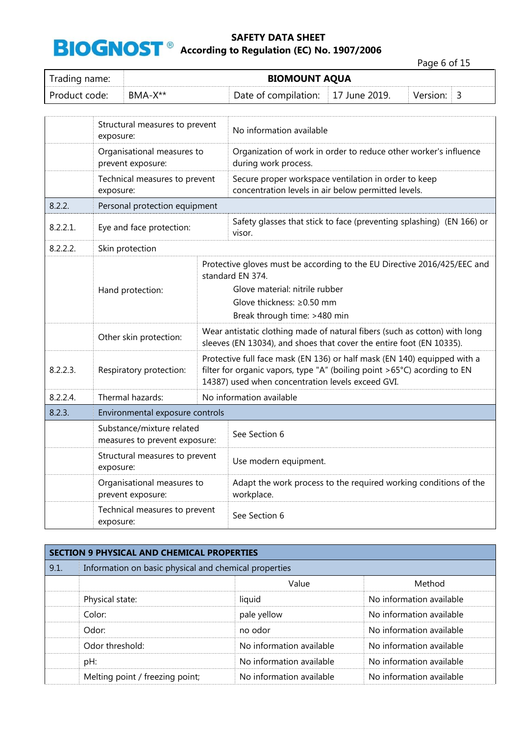| Trading name: | BIOMOUNT AQUA | | | | |
|---|---|---|---|---|---|
| Product code: | BMA-X** | Date of compilation: | 17 June 2019. | Version: | 3 |

| | | |
|---|---|---|
| | Structural measures to prevent exposure: | No information available |
| | Organisational measures to prevent exposure: | Organization of work in order to reduce other worker's influence during work process. |
| | Technical measures to prevent exposure: | Secure proper workspace ventilation in order to keep concentration levels in air below permitted levels. |
| **8.2.2.** | **Personal protection equipment** | |
| 8.2.2.1. | Eye and face protection: | Safety glasses that stick to face (preventing splashing) (EN 166) or visor. |
| 8.2.2.2. | Skin protection | |
| | Hand protection: | Protective gloves must be according to the EU Directive 2016/425/EEC and standard EN 374.<br>Glove material: nitrile rubber<br>Glove thickness: ≥0.50 mm<br>Break through time: >480 min |
| | Other skin protection: | Wear antistatic clothing made of natural fibers (such as cotton) with long sleeves (EN 13034), and shoes that cover the entire foot (EN 10335). |
| 8.2.2.3. | Respiratory protection: | Protective full face mask (EN 136) or half mask (EN 140) equipped with a filter for organic vapors, type "A" (boiling point >65°C) acording to EN 14387) used when concentration levels exceed GVI. |
| 8.2.2.4. | Thermal hazards: | No information available |
| **8.2.3.** | **Environmental exposure controls** | |
| | Substance/mixture related measures to prevent exposure: | See Section 6 |
| | Structural measures to prevent exposure: | Use modern equipment. |
| | Organisational measures to prevent exposure: | Adapt the work process to the required working conditions of the workplace. |
| | Technical measures to prevent exposure: | See Section 6 |

## SECTION 9 PHYSICAL AND CHEMICAL PROPERTIES

**9.1. Information on basic physical and chemical properties**

| | Value | Method |
|---|---|---|
| Physical state: | liquid | No information available |
| Color: | pale yellow | No information available |
| Odor: | no odor | No information available |
| Odor threshold: | No information available | No information available |
| pH: | No information available | No information available |
| Melting point / freezing point; | No information available | No information available |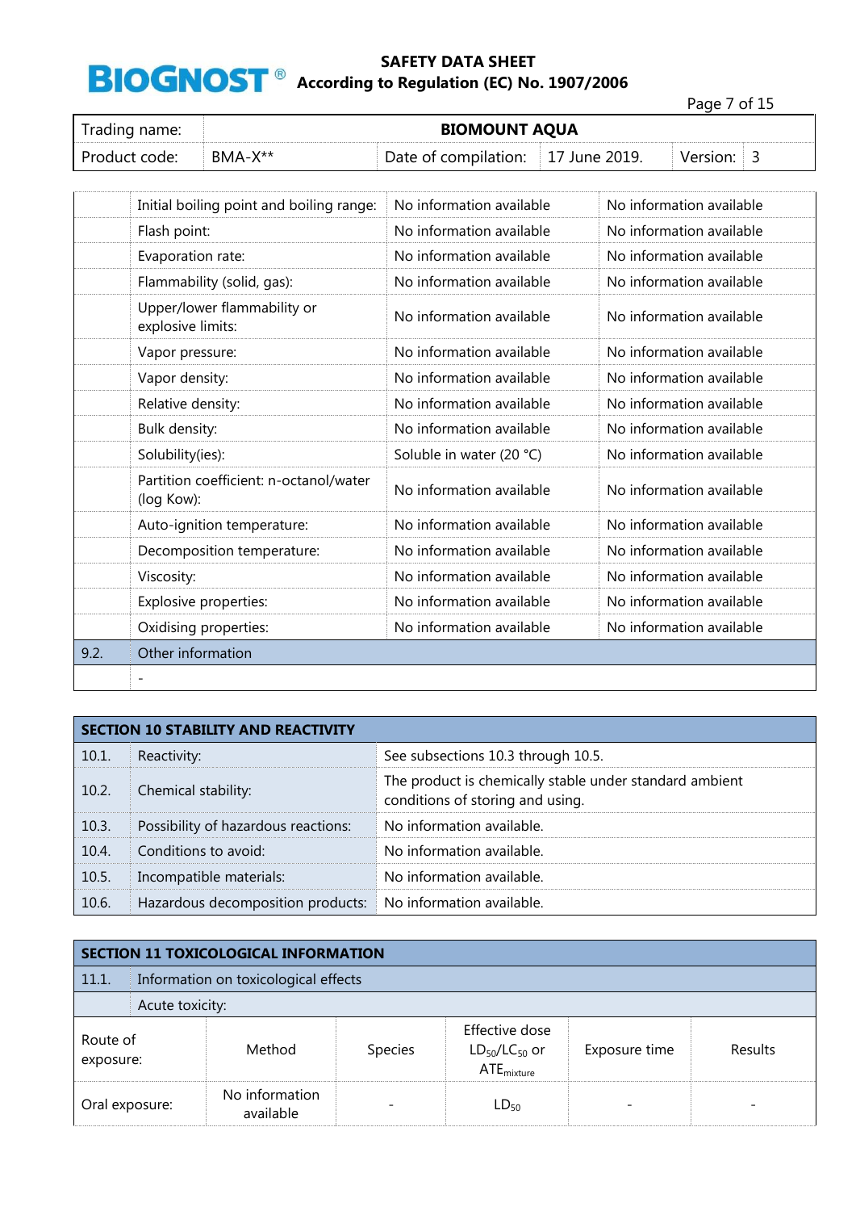| Trading name: | BIOMOUNT AQUA | | | | |
|---|---|---|---|---|---|
| Product code: | BMA-X** | Date of compilation: | 17 June 2019. | Version: | 3 |

| | | | |
|---|---|---|---|
| | Initial boiling point and boiling range: | No information available | No information available |
| | Flash point: | No information available | No information available |
| | Evaporation rate: | No information available | No information available |
| | Flammability (solid, gas): | No information available | No information available |
| | Upper/lower flammability or explosive limits: | No information available | No information available |
| | Vapor pressure: | No information available | No information available |
| | Vapor density: | No information available | No information available |
| | Relative density: | No information available | No information available |
| | Bulk density: | No information available | No information available |
| | Solubility(ies): | Soluble in water (20 °C) | No information available |
| | Partition coefficient: n-octanol/water (log Kow): | No information available | No information available |
| | Auto-ignition temperature: | No information available | No information available |
| | Decomposition temperature: | No information available | No information available |
| | Viscosity: | No information available | No information available |
| | Explosive properties: | No information available | No information available |
| | Oxidising properties: | No information available | No information available |
| 9.2. | Other information | | |
| | - | | |

## SECTION 10 STABILITY AND REACTIVITY

| | | |
|---|---|---|
| 10.1. | Reactivity: | See subsections 10.3 through 10.5. |
| 10.2. | Chemical stability: | The product is chemically stable under standard ambient conditions of storing and using. |
| 10.3. | Possibility of hazardous reactions: | No information available. |
| 10.4. | Conditions to avoid: | No information available. |
| 10.5. | Incompatible materials: | No information available. |
| 10.6. | Hazardous decomposition products: | No information available. |

## SECTION 11 TOXICOLOGICAL INFORMATION

| | |
|---|---|
| 11.1. | Information on toxicological effects |
| | Acute toxicity: |

| Route of exposure: | Method | Species | Effective dose $LD_{50}/LC_{50}$ or $ATE_{mixture}$ | Exposure time | Results |
|---|---|---|---|---|---|
| Oral exposure: | No information available | - | $LD_{50}$ | - | - |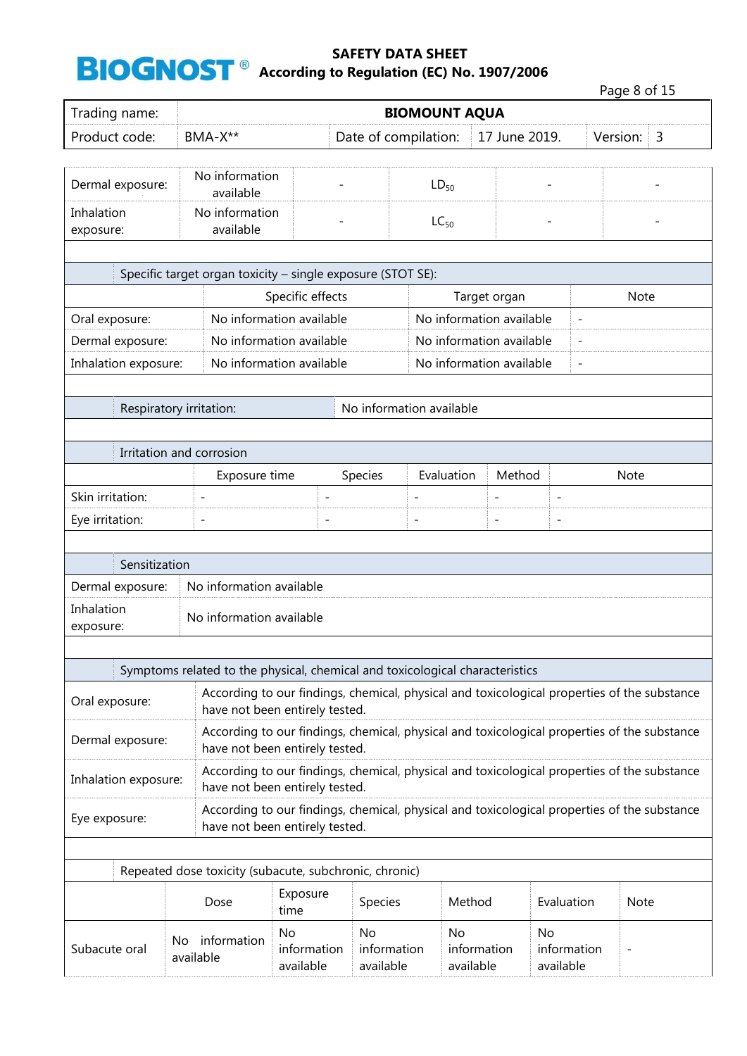| | | | | | |
|---|---|---|---|---|---|
| Dermal exposure: | No information available | - | $LD_{50}$ | - | - |
| Inhalation exposure: | No information available | - | $LC_{50}$ | - | - |

**Specific target organ toxicity – single exposure (STOT SE):**

| | Specific effects | Target organ | Note |
|---|---|---|---|
| Oral exposure: | No information available | No information available | - |
| Dermal exposure: | No information available | No information available | - |
| Inhalation exposure: | No information available | No information available | - |

| Respiratory irritation: | No information available |
|---|---|

**Irritation and corrosion**

| | Exposure time | Species | Evaluation | Method | Note |
|---|---|---|---|---|---|
| Skin irritation: | - | - | - | - | - |
| Eye irritation: | - | - | - | - | - |

**Sensitization**

| | |
|---|---|
| Dermal exposure: | No information available |
| Inhalation exposure: | No information available |

**Symptoms related to the physical, chemical and toxicological characteristics**

| | |
|---|---|
| Oral exposure: | According to our findings, chemical, physical and toxicological properties of the substance have not been entirely tested. |
| Dermal exposure: | According to our findings, chemical, physical and toxicological properties of the substance have not been entirely tested. |
| Inhalation exposure: | According to our findings, chemical, physical and toxicological properties of the substance have not been entirely tested. |
| Eye exposure: | According to our findings, chemical, physical and toxicological properties of the substance have not been entirely tested. |

**Repeated dose toxicity (subacute, subchronic, chronic)**

| | Dose | Exposure time | Species | Method | Evaluation | Note |
|---|---|---|---|---|---|---|
| Subacute oral | No information available | No information available | No information available | No information available | No information available | - |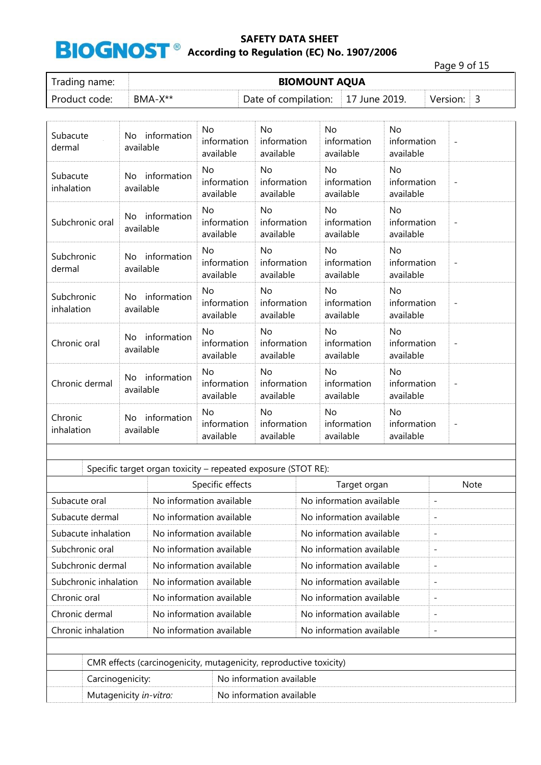| | | | | | | |
|---|---|---|---|---|---|---|
| Subacute dermal | No information available | No information available | No information available | No information available | No information available | - |
| Subacute inhalation | No information available | No information available | No information available | No information available | No information available | - |
| Subchronic oral | No information available | No information available | No information available | No information available | No information available | - |
| Subchronic dermal | No information available | No information available | No information available | No information available | No information available | - |
| Subchronic inhalation | No information available | No information available | No information available | No information available | No information available | - |
| Chronic oral | No information available | No information available | No information available | No information available | No information available | - |
| Chronic dermal | No information available | No information available | No information available | No information available | No information available | - |
| Chronic inhalation | No information available | No information available | No information available | No information available | No information available | - |

Specific target organ toxicity – repeated exposure (STOT RE):

| | Specific effects | Target organ | Note |
|---|---|---|---|
| Subacute oral | No information available | No information available | - |
| Subacute dermal | No information available | No information available | - |
| Subacute inhalation | No information available | No information available | - |
| Subchronic oral | No information available | No information available | - |
| Subchronic dermal | No information available | No information available | - |
| Subchronic inhalation | No information available | No information available | - |
| Chronic oral | No information available | No information available | - |
| Chronic dermal | No information available | No information available | - |
| Chronic inhalation | No information available | No information available | - |

CMR effects (carcinogenicity, mutagenicity, reproductive toxicity)

| | |
|---|---|
| Carcinogenicity: | No information available |
| Mutagenicity *in-vitro:* | No information available |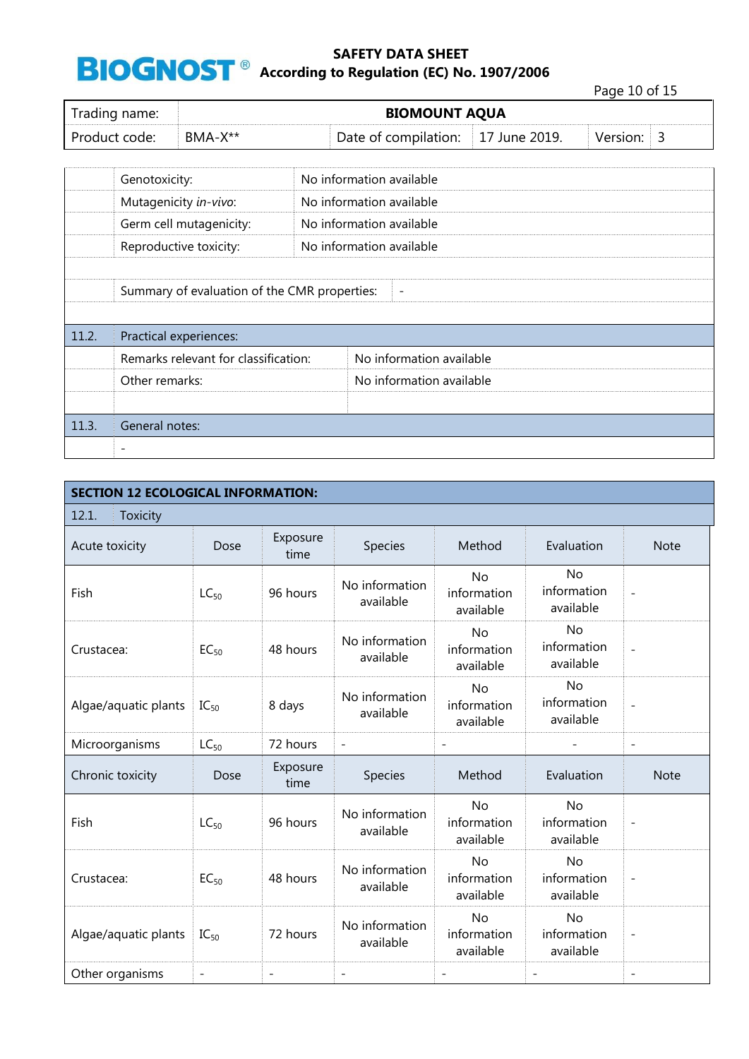| Trading name: | BIOMOUNT AQUA | | | | |
|---|---|---|---|---|---|
| Product code: | BMA-X** | Date of compilation: | 17 June 2019. | Version: | 3 |

| | | |
|---|---|---|
| | Genotoxicity: | No information available |
| | Mutagenicity *in-vivo*: | No information available |
| | Germ cell mutagenicity: | No information available |
| | Reproductive toxicity: | No information available |
| | | |
| | Summary of evaluation of the CMR properties: | - |
| | | |
| 11.2. | Practical experiences: | |
| | Remarks relevant for classification: | No information available |
| | Other remarks: | No information available |
| | | |
| 11.3. | General notes: | |
| | - | |

## SECTION 12 ECOLOGICAL INFORMATION:

12.1. Toxicity

| Acute toxicity | Dose | Exposure time | Species | Method | Evaluation | Note |
|---|---|---|---|---|---|---|
| Fish | $LC_{50}$ | 96 hours | No information available | No information available | No information available | - |
| Crustacea: | $EC_{50}$ | 48 hours | No information available | No information available | No information available | - |
| Algae/aquatic plants | $IC_{50}$ | 8 days | No information available | No information available | No information available | - |
| Microorganisms | $LC_{50}$ | 72 hours | - | - | - | - |
| **Chronic toxicity** | **Dose** | **Exposure time** | **Species** | **Method** | **Evaluation** | **Note** |
| Fish | $LC_{50}$ | 96 hours | No information available | No information available | No information available | - |
| Crustacea: | $EC_{50}$ | 48 hours | No information available | No information available | No information available | - |
| Algae/aquatic plants | $IC_{50}$ | 72 hours | No information available | No information available | No information available | - |
| Other organisms | - | - | - | - | - | - |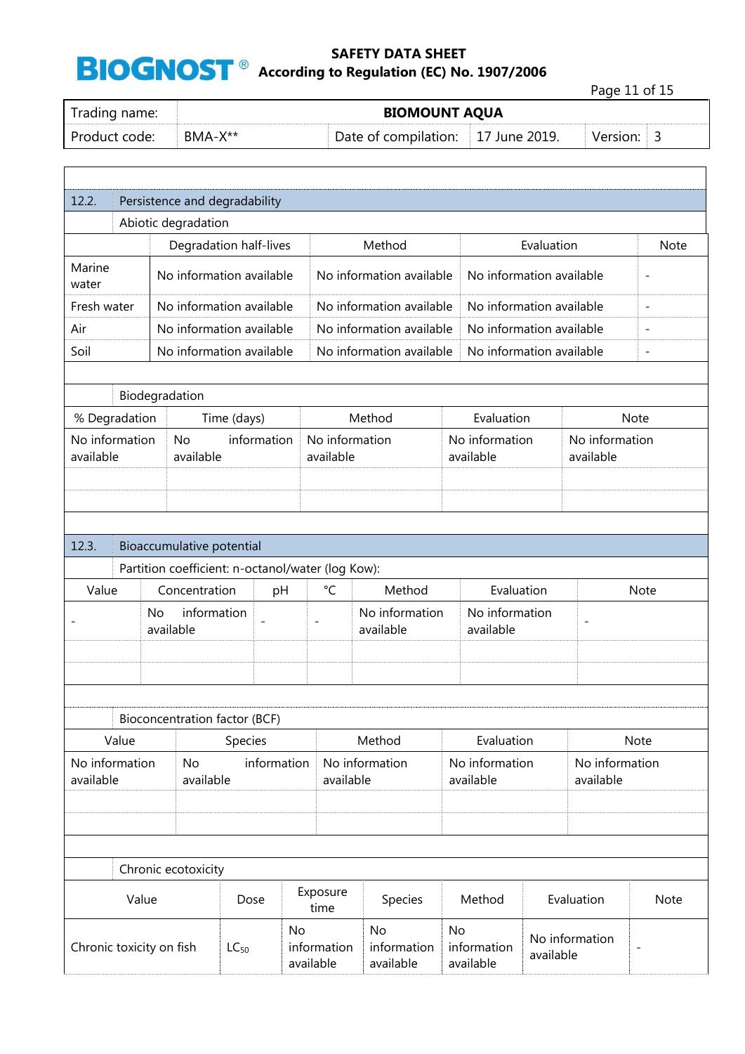| Trading name: | BIOMOUNT AQUA | | | | |
|---|---|---|---|---|---|
| Product code: | BMA-X** | Date of compilation: | 17 June 2019. | Version: | 3 |

## 12.2. Persistence and degradability

Abiotic degradation

| | Degradation half-lives | Method | Evaluation | Note |
|---|---|---|---|---|
| Marine water | No information available | No information available | No information available | - |
| Fresh water | No information available | No information available | No information available | - |
| Air | No information available | No information available | No information available | - |
| Soil | No information available | No information available | No information available | - |

Biodegradation

| % Degradation | Time (days) | Method | Evaluation | Note |
|---|---|---|---|---|
| No information available | No information available | No information available | No information available | No information available |
| | | | | |
| | | | | |

## 12.3. Bioaccumulative potential

Partition coefficient: n-octanol/water (log Kow):

| Value | Concentration | pH | °C | Method | Evaluation | Note |
|---|---|---|---|---|---|---|
| - | No information available | - | - | No information available | No information available | - |
| | | | | | | |
| | | | | | | |

Bioconcentration factor (BCF)

| Value | Species | Method | Evaluation | Note |
|---|---|---|---|---|
| No information available | No information available | No information available | No information available | No information available |
| | | | | |
| | | | | |

Chronic ecotoxicity

| Value | Dose | Exposure time | Species | Method | Evaluation | Note |
|---|---|---|---|---|---|---|
| Chronic toxicity on fish | $LC_{50}$ | No information available | No information available | No information available | No information available | - |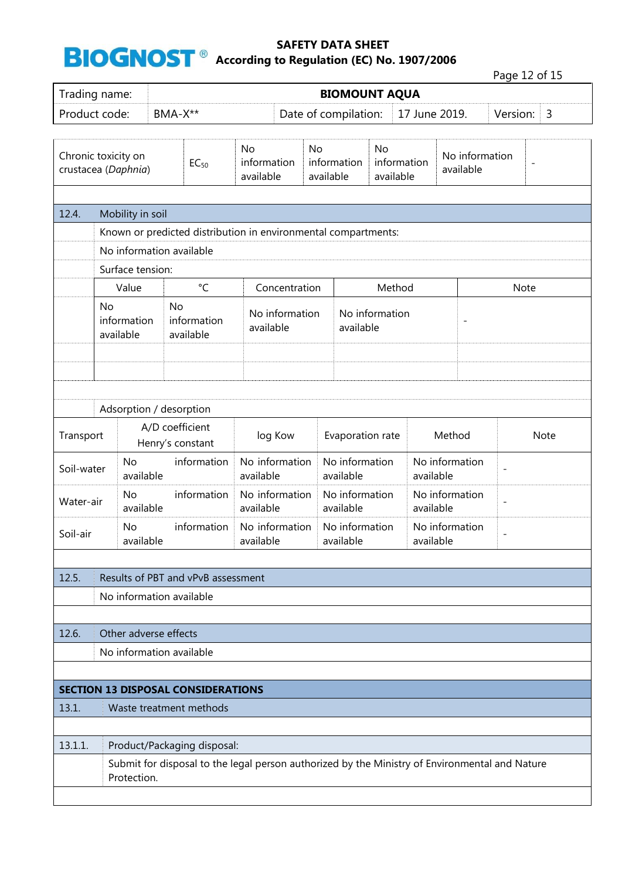| Trading name: | BIOMOUNT AQUA | | | | |
|---|---|---|---|---|---|
| Product code: | BMA-X** | Date of compilation: | 17 June 2019. | Version: | 3 |

| Chronic toxicity on crustacea (*Daphnia*) | $EC_{50}$ | No information available | No information available | No information available | No information available | - |
|---|---|---|---|---|---|---|

## 12.4. Mobility in soil

Known or predicted distribution in environmental compartments:

No information available

Surface tension:

| Value | °C | Concentration | Method | Note |
|---|---|---|---|---|
| No information available | No information available | No information available | No information available | - |
| | | | | |
| | | | | |

Adsorption / desorption

| Transport | A/D coefficient Henry's constant | log Kow | Evaporation rate | Method | Note |
|---|---|---|---|---|---|
| Soil-water | No information available | No information available | No information available | No information available | - |
| Water-air | No information available | No information available | No information available | No information available | - |
| Soil-air | No information available | No information available | No information available | No information available | - |

## 12.5. Results of PBT and vPvB assessment

No information available

## 12.6. Other adverse effects

No information available

# SECTION 13 DISPOSAL CONSIDERATIONS

## 13.1. Waste treatment methods

### 13.1.1. Product/Packaging disposal:

Submit for disposal to the legal person authorized by the Ministry of Environmental and Nature Protection.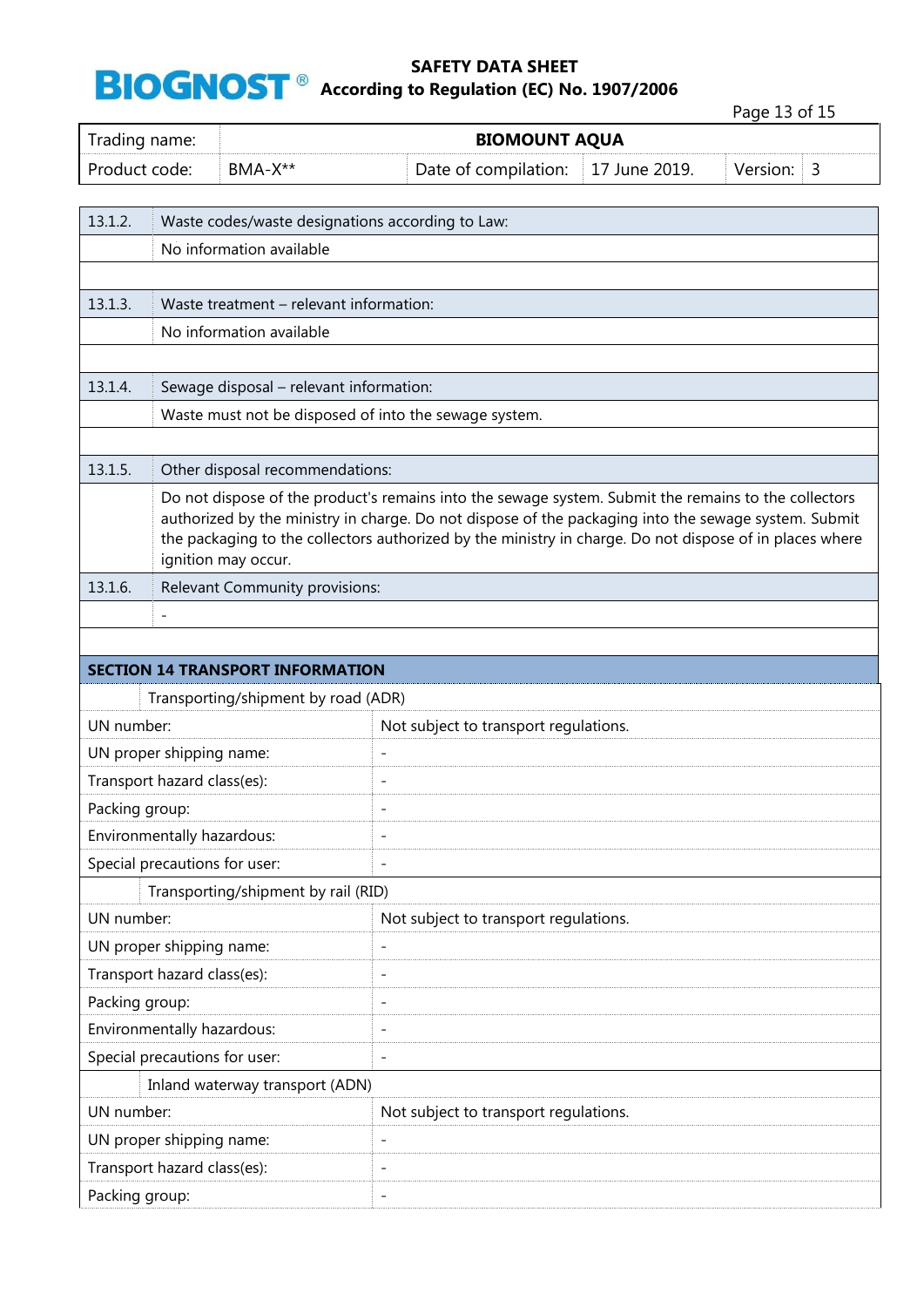| Trading name: | BIOMOUNT AQUA | | | | |
|---|---|---|---|---|---|
| Product code: | BMA-X** | Date of compilation: | 17 June 2019. | Version: | 3 |

| | |
|---|---|
| 13.1.2. | Waste codes/waste designations according to Law: |
| | No information available |
| 13.1.3. | Waste treatment – relevant information: |
| | No information available |
| 13.1.4. | Sewage disposal – relevant information: |
| | Waste must not be disposed of into the sewage system. |
| 13.1.5. | Other disposal recommendations: |
| | Do not dispose of the product's remains into the sewage system. Submit the remains to the collectors authorized by the ministry in charge. Do not dispose of the packaging into the sewage system. Submit the packaging to the collectors authorized by the ministry in charge. Do not dispose of in places where ignition may occur. |
| 13.1.6. | Relevant Community provisions: |
| | - |

## SECTION 14 TRANSPORT INFORMATION

| Transporting/shipment by road (ADR) | |
|---|---|
| UN number: | Not subject to transport regulations. |
| UN proper shipping name: | - |
| Transport hazard class(es): | - |
| Packing group: | - |
| Environmentally hazardous: | - |
| Special precautions for user: | - |

| Transporting/shipment by rail (RID) | |
|---|---|
| UN number: | Not subject to transport regulations. |
| UN proper shipping name: | - |
| Transport hazard class(es): | - |
| Packing group: | - |
| Environmentally hazardous: | - |
| Special precautions for user: | - |

| Inland waterway transport (ADN) | |
|---|---|
| UN number: | Not subject to transport regulations. |
| UN proper shipping name: | - |
| Transport hazard class(es): | - |
| Packing group: | - |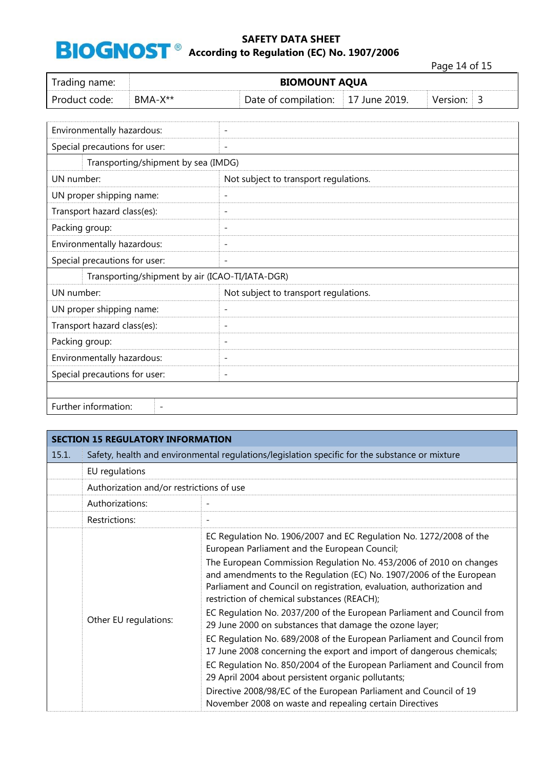| Trading name: | BIOMOUNT AQUA | | | | |
|---|---|---|---|---|---|
| Product code: | BMA-X** | Date of compilation: | 17 June 2019. | Version: | 3 |

| | |
|---|---|
| Environmentally hazardous: | - |
| Special precautions for user: | - |
| **Transporting/shipment by sea (IMDG)** | |
| UN number: | Not subject to transport regulations. |
| UN proper shipping name: | - |
| Transport hazard class(es): | - |
| Packing group: | - |
| Environmentally hazardous: | - |
| Special precautions for user: | - |
| **Transporting/shipment by air (ICAO-TI/IATA-DGR)** | |
| UN number: | Not subject to transport regulations. |
| UN proper shipping name: | - |
| Transport hazard class(es): | - |
| Packing group: | - |
| Environmentally hazardous: | - |
| Special precautions for user: | - |
| | |
| Further information: | - |

## SECTION 15 REGULATORY INFORMATION

| | | |
|---|---|---|
| 15.1. | Safety, health and environmental regulations/legislation specific for the substance or mixture | |
| | EU regulations | |
| | Authorization and/or restrictions of use | |
| | Authorizations: | - |
| | Restrictions: | - |
| | Other EU regulations: | EC Regulation No. 1906/2007 and EC Regulation No. 1272/2008 of the European Parliament and the European Council;<br>The European Commission Regulation No. 453/2006 of 2010 on changes and amendments to the Regulation (EC) No. 1907/2006 of the European Parliament and Council on registration, evaluation, authorization and restriction of chemical substances (REACH);<br>EC Regulation No. 2037/200 of the European Parliament and Council from 29 June 2000 on substances that damage the ozone layer;<br>EC Regulation No. 689/2008 of the European Parliament and Council from 17 June 2008 concerning the export and import of dangerous chemicals;<br>EC Regulation No. 850/2004 of the European Parliament and Council from 29 April 2004 about persistent organic pollutants;<br>Directive 2008/98/EC of the European Parliament and Council of 19 November 2008 on waste and repealing certain Directives |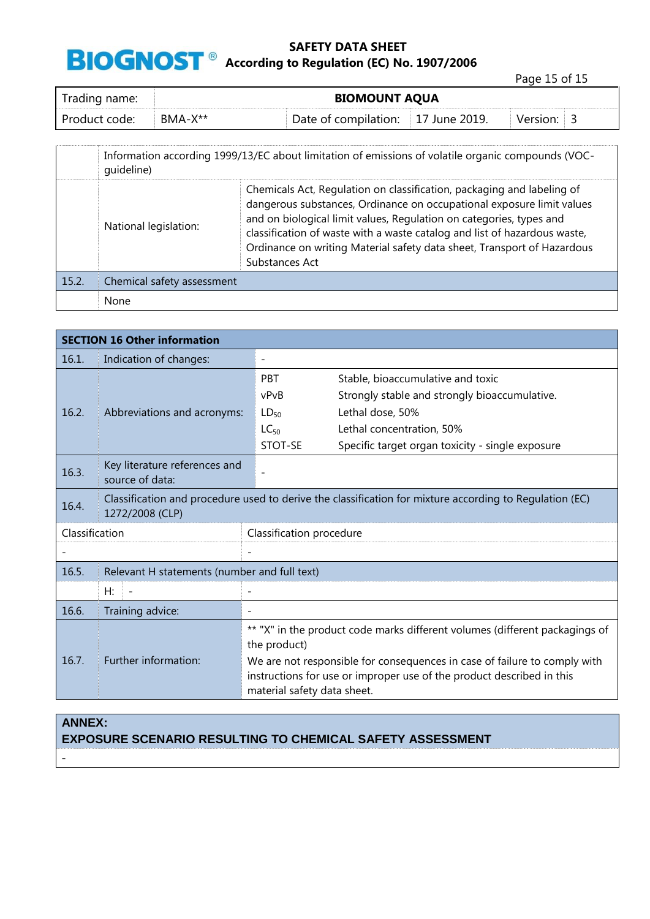| | | |
|---|---|---|
| Trading name: | BIOMOUNT AQUA | |
| Product code: | BMA-X** | Date of compilation: 17 June 2019. Version: 3 |

| | | |
|---|---|---|
| | Information according 1999/13/EC about limitation of emissions of volatile organic compounds (VOC-guideline) | |
| | National legislation: | Chemicals Act, Regulation on classification, packaging and labeling of dangerous substances, Ordinance on occupational exposure limit values and on biological limit values, Regulation on categories, types and classification of waste with a waste catalog and list of hazardous waste, Ordinance on writing Material safety data sheet, Transport of Hazardous Substances Act |
| 15.2. | Chemical safety assessment | |
| | None | |

## SECTION 16 Other information

| | | | |
|---|---|---|---|
| 16.1. | Indication of changes: | - | |
| 16.2. | Abbreviations and acronyms: | PBT | Stable, bioaccumulative and toxic |
| | | vPvB | Strongly stable and strongly bioaccumulative. |
| | | $LD_{50}$ | Lethal dose, 50% |
| | | $LC_{50}$ | Lethal concentration, 50% |
| | | STOT-SE | Specific target organ toxicity - single exposure |
| 16.3. | Key literature references and source of data: | - | |
| 16.4. | Classification and procedure used to derive the classification for mixture according to Regulation (EC) 1272/2008 (CLP) | | |
| Classification | | Classification procedure | |
| - | | - | |
| 16.5. | Relevant H statements (number and full text) | | |
| | H: - | - | |
| 16.6. | Training advice: | - | |
| 16.7. | Further information: | ** "X" in the product code marks different volumes (different packagings of the product)<br>We are not responsible for consequences in case of failure to comply with instructions for use or improper use of the product described in this material safety data sheet. | |

## ANNEX:
## EXPOSURE SCENARIO RESULTING TO CHEMICAL SAFETY ASSESSMENT

-